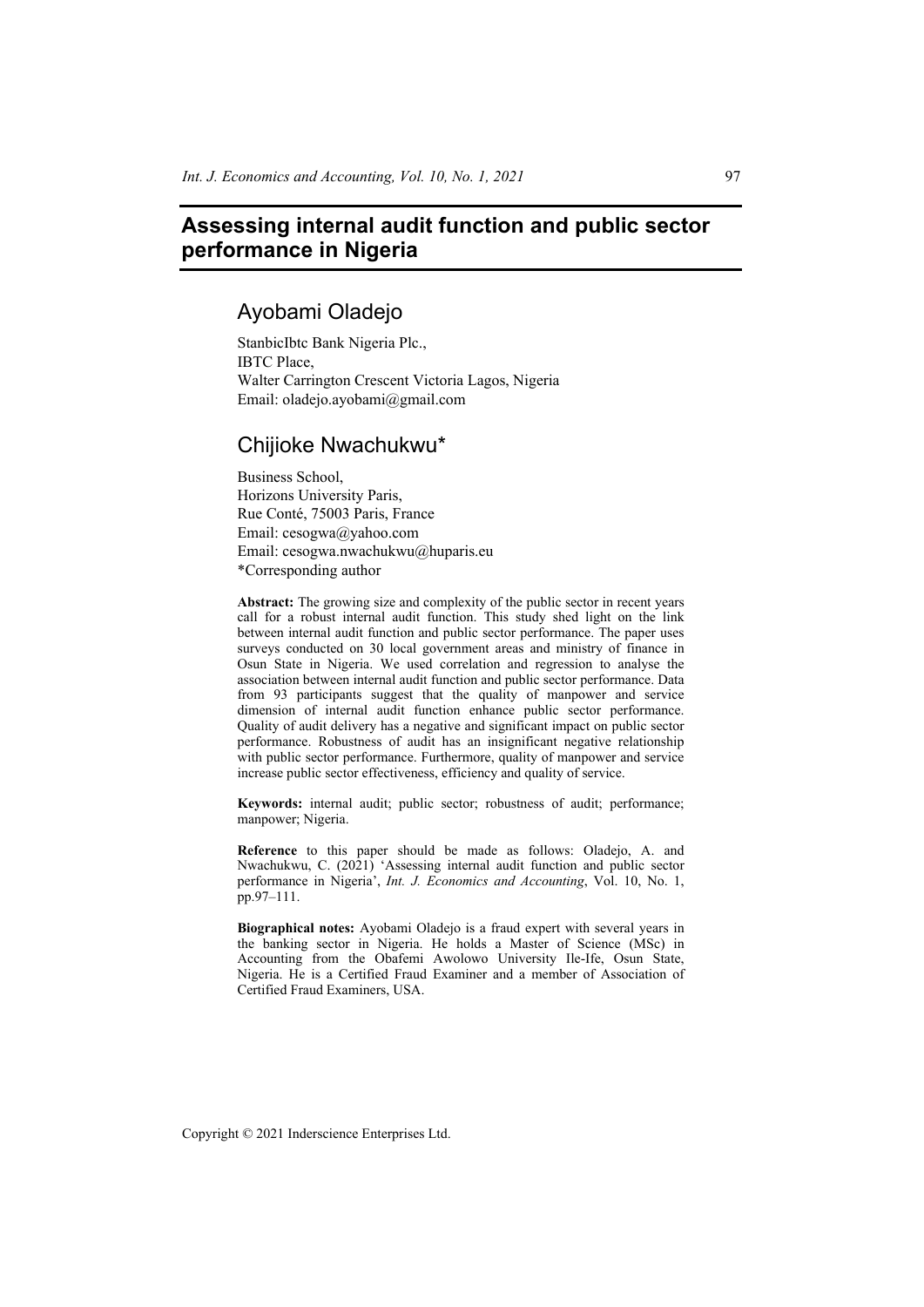# Assessing internal audit function and public sector performance in Nigeria

## Ayobami Oladejo

StanbicIbtc Bank Nigeria Plc.,
IBTC Place,
Walter Carrington Crescent Victoria Lagos, Nigeria
Email: oladejo.ayobami@gmail.com

## Chijioke Nwachukwu*

Business School,
Horizons University Paris,
Rue Conté, 75003 Paris, France
Email: cesogwa@yahoo.com
Email: cesogwa.nwachukwu@huparis.eu
*Corresponding author

**Abstract:** The growing size and complexity of the public sector in recent years call for a robust internal audit function. This study shed light on the link between internal audit function and public sector performance. The paper uses surveys conducted on 30 local government areas and ministry of finance in Osun State in Nigeria. We used correlation and regression to analyse the association between internal audit function and public sector performance. Data from 93 participants suggest that the quality of manpower and service dimension of internal audit function enhance public sector performance. Quality of audit delivery has a negative and significant impact on public sector performance. Robustness of audit has an insignificant negative relationship with public sector performance. Furthermore, quality of manpower and service increase public sector effectiveness, efficiency and quality of service.

**Keywords:** internal audit; public sector; robustness of audit; performance; manpower; Nigeria.

**Reference** to this paper should be made as follows: Oladejo, A. and Nwachukwu, C. (2021) 'Assessing internal audit function and public sector performance in Nigeria', *Int. J. Economics and Accounting*, Vol. 10, No. 1, pp.97–111.

**Biographical notes:** Ayobami Oladejo is a fraud expert with several years in the banking sector in Nigeria. He holds a Master of Science (MSc) in Accounting from the Obafemi Awolowo University Ile-Ife, Osun State, Nigeria. He is a Certified Fraud Examiner and a member of Association of Certified Fraud Examiners, USA.

Copyright © 2021 Inderscience Enterprises Ltd.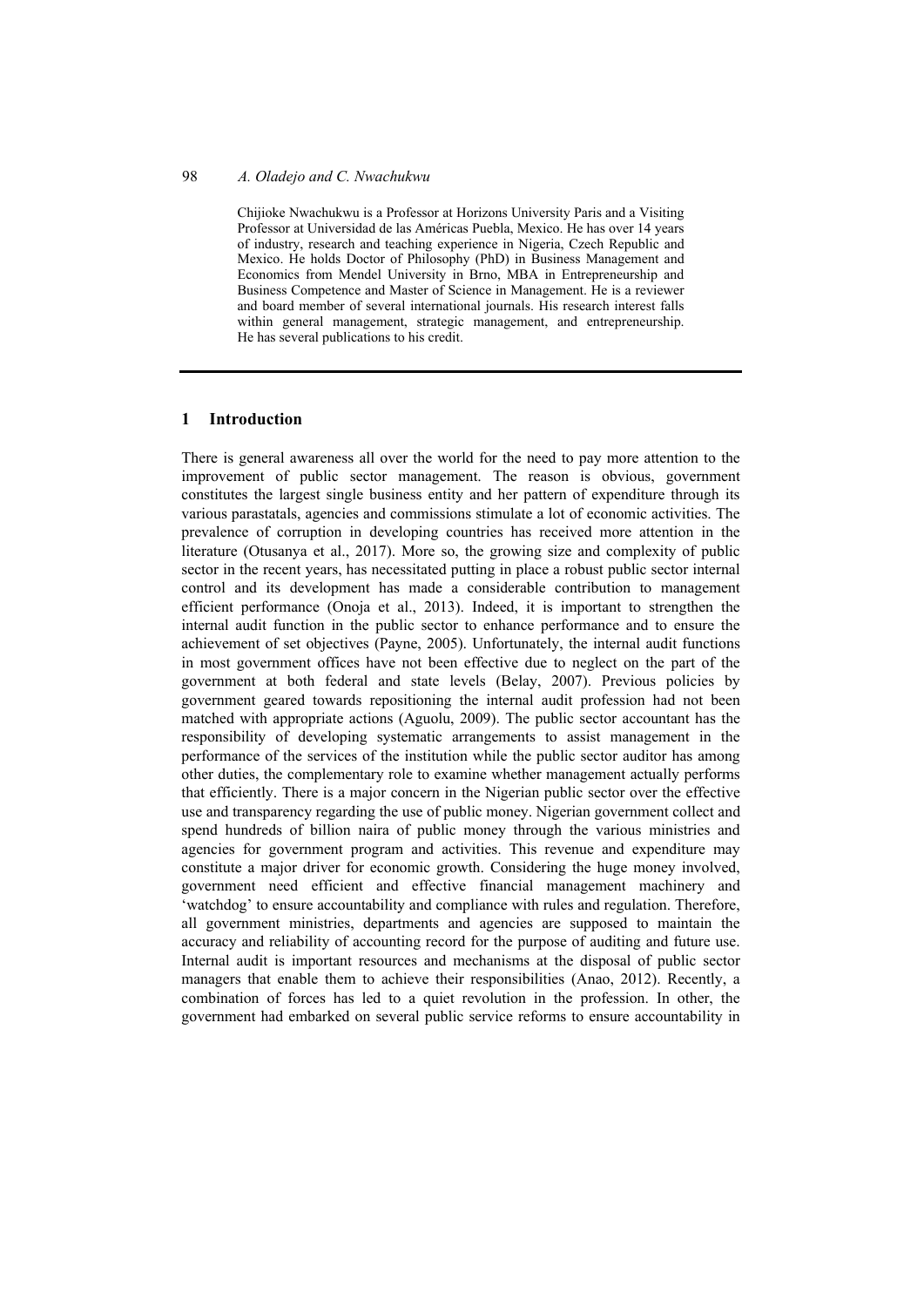Chijioke Nwachukwu is a Professor at Horizons University Paris and a Visiting Professor at Universidad de las Américas Puebla, Mexico. He has over 14 years of industry, research and teaching experience in Nigeria, Czech Republic and Mexico. He holds Doctor of Philosophy (PhD) in Business Management and Economics from Mendel University in Brno, MBA in Entrepreneurship and Business Competence and Master of Science in Management. He is a reviewer and board member of several international journals. His research interest falls within general management, strategic management, and entrepreneurship. He has several publications to his credit.

## 1 Introduction

There is general awareness all over the world for the need to pay more attention to the improvement of public sector management. The reason is obvious, government constitutes the largest single business entity and her pattern of expenditure through its various parastatals, agencies and commissions stimulate a lot of economic activities. The prevalence of corruption in developing countries has received more attention in the literature (Otusanya et al., 2017). More so, the growing size and complexity of public sector in the recent years, has necessitated putting in place a robust public sector internal control and its development has made a considerable contribution to management efficient performance (Onoja et al., 2013). Indeed, it is important to strengthen the internal audit function in the public sector to enhance performance and to ensure the achievement of set objectives (Payne, 2005). Unfortunately, the internal audit functions in most government offices have not been effective due to neglect on the part of the government at both federal and state levels (Belay, 2007). Previous policies by government geared towards repositioning the internal audit profession had not been matched with appropriate actions (Aguolu, 2009). The public sector accountant has the responsibility of developing systematic arrangements to assist management in the performance of the services of the institution while the public sector auditor has among other duties, the complementary role to examine whether management actually performs that efficiently. There is a major concern in the Nigerian public sector over the effective use and transparency regarding the use of public money. Nigerian government collect and spend hundreds of billion naira of public money through the various ministries and agencies for government program and activities. This revenue and expenditure may constitute a major driver for economic growth. Considering the huge money involved, government need efficient and effective financial management machinery and 'watchdog' to ensure accountability and compliance with rules and regulation. Therefore, all government ministries, departments and agencies are supposed to maintain the accuracy and reliability of accounting record for the purpose of auditing and future use. Internal audit is important resources and mechanisms at the disposal of public sector managers that enable them to achieve their responsibilities (Anao, 2012). Recently, a combination of forces has led to a quiet revolution in the profession. In other, the government had embarked on several public service reforms to ensure accountability in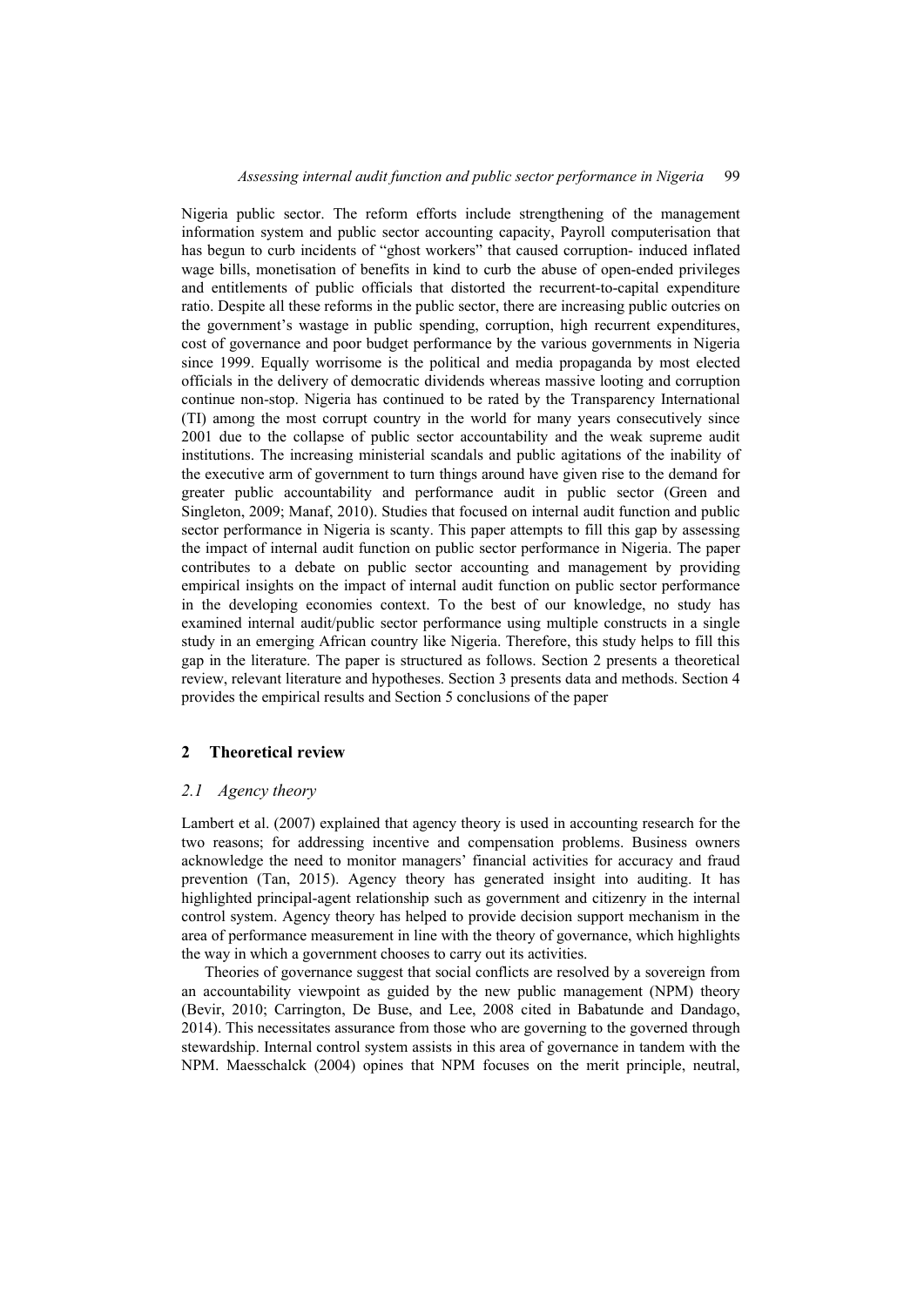Nigeria public sector. The reform efforts include strengthening of the management information system and public sector accounting capacity, Payroll computerisation that has begun to curb incidents of "ghost workers" that caused corruption- induced inflated wage bills, monetisation of benefits in kind to curb the abuse of open-ended privileges and entitlements of public officials that distorted the recurrent-to-capital expenditure ratio. Despite all these reforms in the public sector, there are increasing public outcries on the government's wastage in public spending, corruption, high recurrent expenditures, cost of governance and poor budget performance by the various governments in Nigeria since 1999. Equally worrisome is the political and media propaganda by most elected officials in the delivery of democratic dividends whereas massive looting and corruption continue non-stop. Nigeria has continued to be rated by the Transparency International (TI) among the most corrupt country in the world for many years consecutively since 2001 due to the collapse of public sector accountability and the weak supreme audit institutions. The increasing ministerial scandals and public agitations of the inability of the executive arm of government to turn things around have given rise to the demand for greater public accountability and performance audit in public sector (Green and Singleton, 2009; Manaf, 2010). Studies that focused on internal audit function and public sector performance in Nigeria is scanty. This paper attempts to fill this gap by assessing the impact of internal audit function on public sector performance in Nigeria. The paper contributes to a debate on public sector accounting and management by providing empirical insights on the impact of internal audit function on public sector performance in the developing economies context. To the best of our knowledge, no study has examined internal audit/public sector performance using multiple constructs in a single study in an emerging African country like Nigeria. Therefore, this study helps to fill this gap in the literature. The paper is structured as follows. Section 2 presents a theoretical review, relevant literature and hypotheses. Section 3 presents data and methods. Section 4 provides the empirical results and Section 5 conclusions of the paper

## 2 Theoretical review

### *2.1 Agency theory*

Lambert et al. (2007) explained that agency theory is used in accounting research for the two reasons; for addressing incentive and compensation problems. Business owners acknowledge the need to monitor managers' financial activities for accuracy and fraud prevention (Tan, 2015). Agency theory has generated insight into auditing. It has highlighted principal-agent relationship such as government and citizenry in the internal control system. Agency theory has helped to provide decision support mechanism in the area of performance measurement in line with the theory of governance, which highlights the way in which a government chooses to carry out its activities.

Theories of governance suggest that social conflicts are resolved by a sovereign from an accountability viewpoint as guided by the new public management (NPM) theory (Bevir, 2010; Carrington, De Buse, and Lee, 2008 cited in Babatunde and Dandago, 2014). This necessitates assurance from those who are governing to the governed through stewardship. Internal control system assists in this area of governance in tandem with the NPM. Maesschalck (2004) opines that NPM focuses on the merit principle, neutral,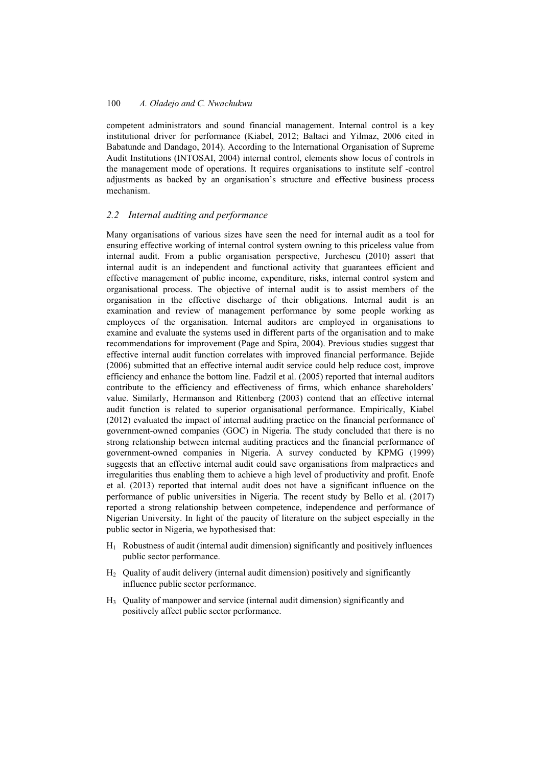competent administrators and sound financial management. Internal control is a key institutional driver for performance (Kiabel, 2012; Baltaci and Yilmaz, 2006 cited in Babatunde and Dandago, 2014). According to the International Organisation of Supreme Audit Institutions (INTOSAI, 2004) internal control, elements show locus of controls in the management mode of operations. It requires organisations to institute self -control adjustments as backed by an organisation's structure and effective business process mechanism.

### 2.2 Internal auditing and performance

Many organisations of various sizes have seen the need for internal audit as a tool for ensuring effective working of internal control system owning to this priceless value from internal audit. From a public organisation perspective, Jurchescu (2010) assert that internal audit is an independent and functional activity that guarantees efficient and effective management of public income, expenditure, risks, internal control system and organisational process. The objective of internal audit is to assist members of the organisation in the effective discharge of their obligations. Internal audit is an examination and review of management performance by some people working as employees of the organisation. Internal auditors are employed in organisations to examine and evaluate the systems used in different parts of the organisation and to make recommendations for improvement (Page and Spira, 2004). Previous studies suggest that effective internal audit function correlates with improved financial performance. Bejide (2006) submitted that an effective internal audit service could help reduce cost, improve efficiency and enhance the bottom line. Fadzil et al. (2005) reported that internal auditors contribute to the efficiency and effectiveness of firms, which enhance shareholders' value. Similarly, Hermanson and Rittenberg (2003) contend that an effective internal audit function is related to superior organisational performance. Empirically, Kiabel (2012) evaluated the impact of internal auditing practice on the financial performance of government-owned companies (GOC) in Nigeria. The study concluded that there is no strong relationship between internal auditing practices and the financial performance of government-owned companies in Nigeria. A survey conducted by KPMG (1999) suggests that an effective internal audit could save organisations from malpractices and irregularities thus enabling them to achieve a high level of productivity and profit. Enofe et al. (2013) reported that internal audit does not have a significant influence on the performance of public universities in Nigeria. The recent study by Bello et al. (2017) reported a strong relationship between competence, independence and performance of Nigerian University. In light of the paucity of literature on the subject especially in the public sector in Nigeria, we hypothesised that:

- $H_1$ Robustness of audit (internal audit dimension) significantly and positively influences public sector performance.
- $H_2$ Quality of audit delivery (internal audit dimension) positively and significantly influence public sector performance.
- $H_3$ Quality of manpower and service (internal audit dimension) significantly and positively affect public sector performance.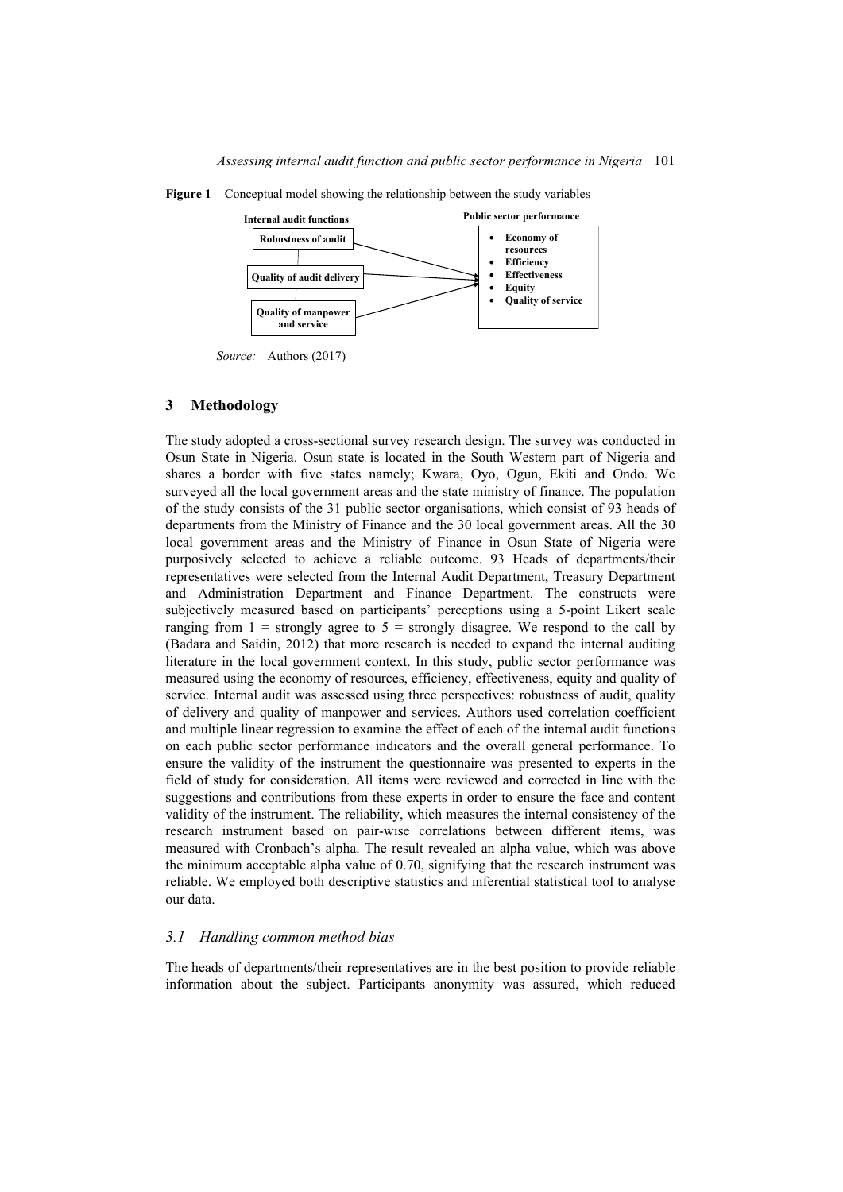**Figure 1** Conceptual model showing the relationship between the study variables

Internal audit functions
- Robustness of audit
- Quality of audit delivery
- Quality of manpower and service

Public sector performance
- Economy of resources
- Efficiency
- Effectiveness
- Equity
- Quality of service

*Source:* Authors (2017)

## 3 Methodology

The study adopted a cross-sectional survey research design. The survey was conducted in Osun State in Nigeria. Osun state is located in the South Western part of Nigeria and shares a border with five states namely; Kwara, Oyo, Ogun, Ekiti and Ondo. We surveyed all the local government areas and the state ministry of finance. The population of the study consists of the 31 public sector organisations, which consist of 93 heads of departments from the Ministry of Finance and the 30 local government areas. All the 30 local government areas and the Ministry of Finance in Osun State of Nigeria were purposively selected to achieve a reliable outcome. 93 Heads of departments/their representatives were selected from the Internal Audit Department, Treasury Department and Administration Department and Finance Department. The constructs were subjectively measured based on participants' perceptions using a 5-point Likert scale ranging from 1 = strongly agree to 5 = strongly disagree. We respond to the call by (Badara and Saidin, 2012) that more research is needed to expand the internal auditing literature in the local government context. In this study, public sector performance was measured using the economy of resources, efficiency, effectiveness, equity and quality of service. Internal audit was assessed using three perspectives: robustness of audit, quality of delivery and quality of manpower and services. Authors used correlation coefficient and multiple linear regression to examine the effect of each of the internal audit functions on each public sector performance indicators and the overall general performance. To ensure the validity of the instrument the questionnaire was presented to experts in the field of study for consideration. All items were reviewed and corrected in line with the suggestions and contributions from these experts in order to ensure the face and content validity of the instrument. The reliability, which measures the internal consistency of the research instrument based on pair-wise correlations between different items, was measured with Cronbach's alpha. The result revealed an alpha value, which was above the minimum acceptable alpha value of 0.70, signifying that the research instrument was reliable. We employed both descriptive statistics and inferential statistical tool to analyse our data.

### *3.1 Handling common method bias*

The heads of departments/their representatives are in the best position to provide reliable information about the subject. Participants anonymity was assured, which reduced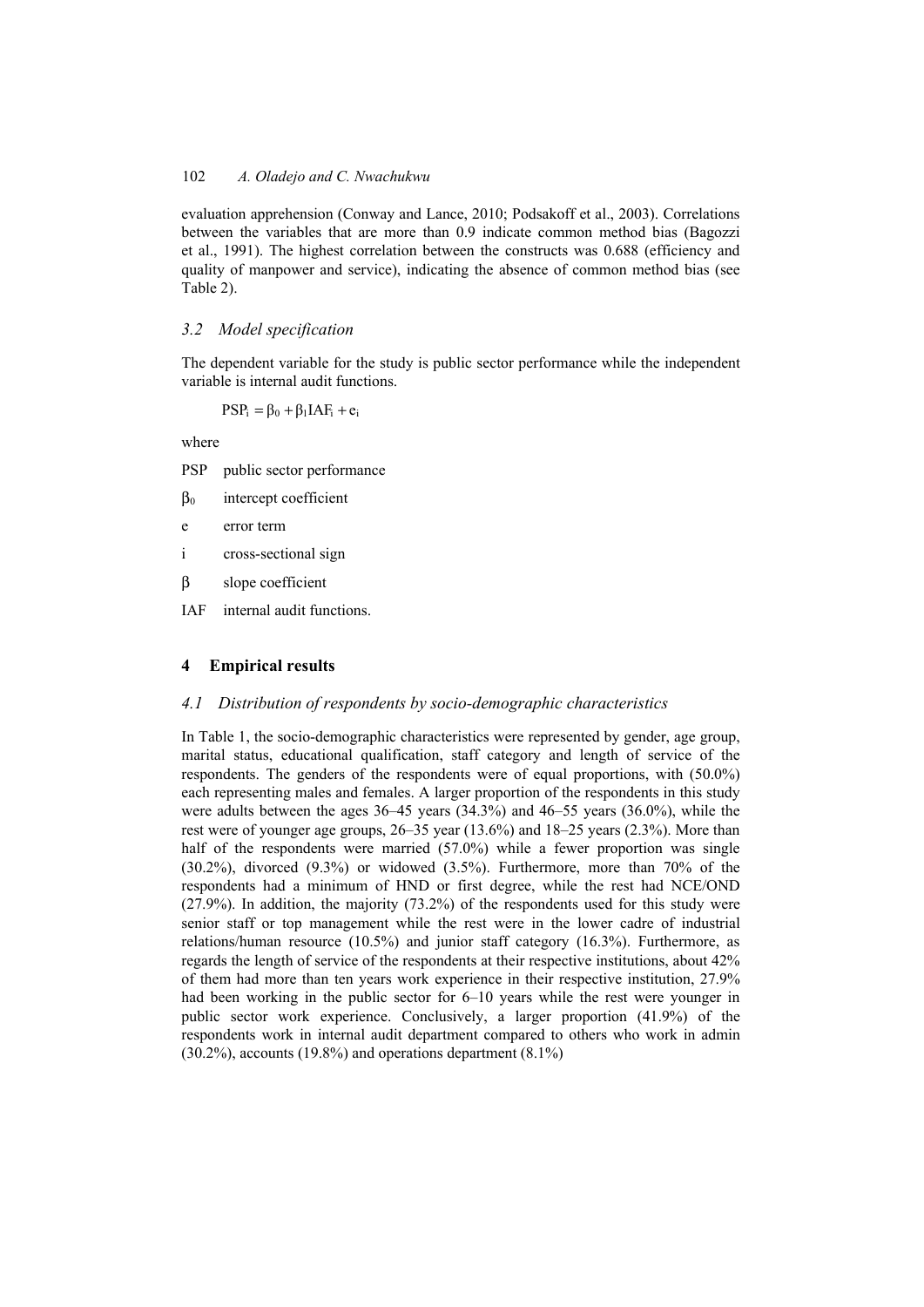evaluation apprehension (Conway and Lance, 2010; Podsakoff et al., 2003). Correlations between the variables that are more than 0.9 indicate common method bias (Bagozzi et al., 1991). The highest correlation between the constructs was 0.688 (efficiency and quality of manpower and service), indicating the absence of common method bias (see Table 2).

### *3.2 Model specification*

The dependent variable for the study is public sector performance while the independent variable is internal audit functions.

$$PSP_i = \beta_0 + \beta_1 IAF_i + e_i$$

where

- PSP public sector performance
- $\beta_0$ intercept coefficient
- e error term
- i cross-sectional sign
- $\beta$ slope coefficient
- IAF internal audit functions.

## 4 Empirical results

### *4.1 Distribution of respondents by socio-demographic characteristics*

In Table 1, the socio-demographic characteristics were represented by gender, age group, marital status, educational qualification, staff category and length of service of the respondents. The genders of the respondents were of equal proportions, with (50.0%) each representing males and females. A larger proportion of the respondents in this study were adults between the ages 36–45 years (34.3%) and 46–55 years (36.0%), while the rest were of younger age groups, 26–35 year (13.6%) and 18–25 years (2.3%). More than half of the respondents were married (57.0%) while a fewer proportion was single (30.2%), divorced (9.3%) or widowed (3.5%). Furthermore, more than 70% of the respondents had a minimum of HND or first degree, while the rest had NCE/OND (27.9%). In addition, the majority (73.2%) of the respondents used for this study were senior staff or top management while the rest were in the lower cadre of industrial relations/human resource (10.5%) and junior staff category (16.3%). Furthermore, as regards the length of service of the respondents at their respective institutions, about 42% of them had more than ten years work experience in their respective institution, 27.9% had been working in the public sector for 6–10 years while the rest were younger in public sector work experience. Conclusively, a larger proportion (41.9%) of the respondents work in internal audit department compared to others who work in admin (30.2%), accounts (19.8%) and operations department (8.1%)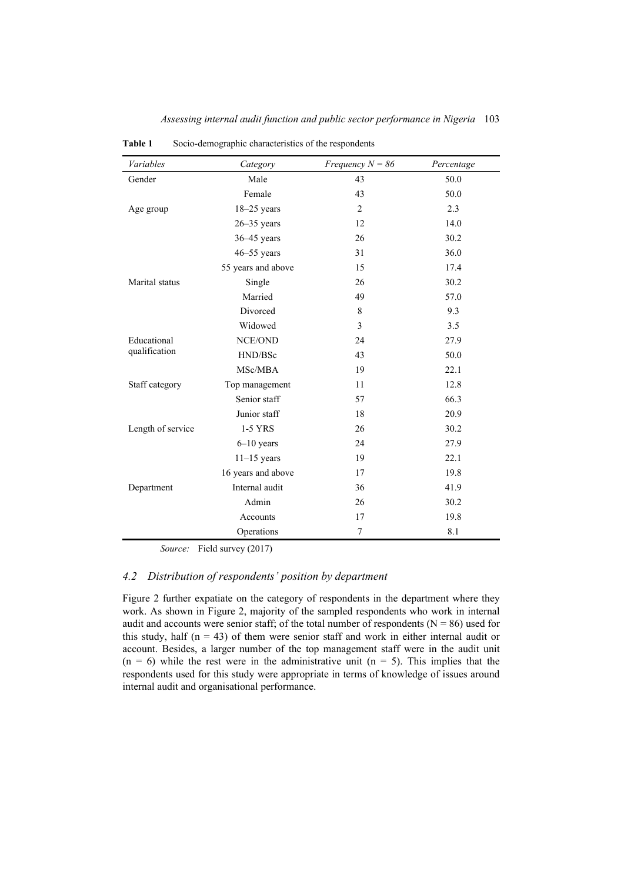**Table 1** Socio-demographic characteristics of the respondents

| *Variables* | *Category* | *Frequency N = 86* | *Percentage* |
|---|---|---|---|
| Gender | Male | 43 | 50.0 |
| | Female | 43 | 50.0 |
| Age group | 18–25 years | 2 | 2.3 |
| | 26–35 years | 12 | 14.0 |
| | 36–45 years | 26 | 30.2 |
| | 46–55 years | 31 | 36.0 |
| | 55 years and above | 15 | 17.4 |
| Marital status | Single | 26 | 30.2 |
| | Married | 49 | 57.0 |
| | Divorced | 8 | 9.3 |
| | Widowed | 3 | 3.5 |
| Educational qualification | NCE/OND | 24 | 27.9 |
| | HND/BSc | 43 | 50.0 |
| | MSc/MBA | 19 | 22.1 |
| Staff category | Top management | 11 | 12.8 |
| | Senior staff | 57 | 66.3 |
| | Junior staff | 18 | 20.9 |
| Length of service | 1-5 YRS | 26 | 30.2 |
| | 6–10 years | 24 | 27.9 |
| | 11–15 years | 19 | 22.1 |
| | 16 years and above | 17 | 19.8 |
| Department | Internal audit | 36 | 41.9 |
| | Admin | 26 | 30.2 |
| | Accounts | 17 | 19.8 |
| | Operations | 7 | 8.1 |

*Source:* Field survey (2017)

## 4.2 *Distribution of respondents' position by department*

Figure 2 further expatiate on the category of respondents in the department where they work. As shown in Figure 2, majority of the sampled respondents who work in internal audit and accounts were senior staff; of the total number of respondents (N = 86) used for this study, half (n = 43) of them were senior staff and work in either internal audit or account. Besides, a larger number of the top management staff were in the audit unit (n = 6) while the rest were in the administrative unit (n = 5). This implies that the respondents used for this study were appropriate in terms of knowledge of issues around internal audit and organisational performance.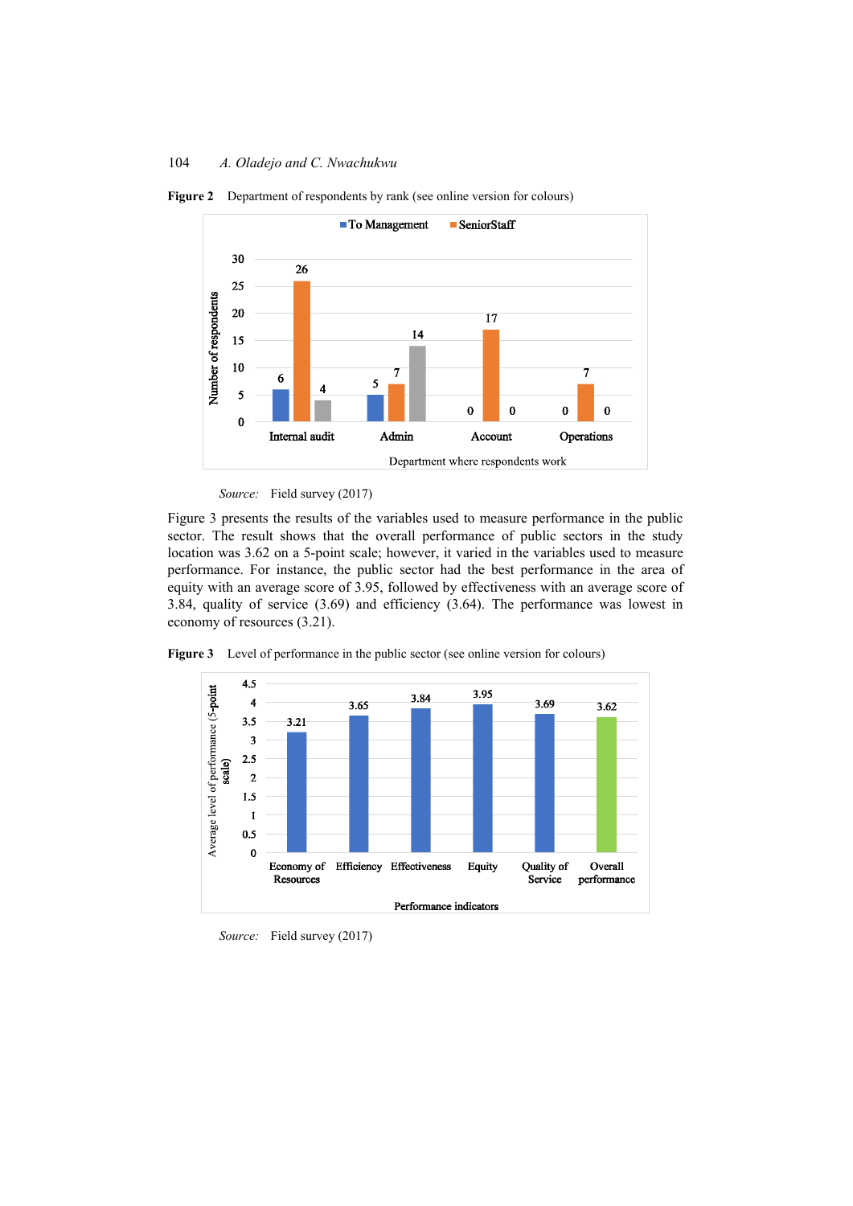**Figure 2** Department of respondents by rank (see online version for colours)

*Source:* Field survey (2017)

Figure 3 presents the results of the variables used to measure performance in the public sector. The result shows that the overall performance of public sectors in the study location was 3.62 on a 5-point scale; however, it varied in the variables used to measure performance. For instance, the public sector had the best performance in the area of equity with an average score of 3.95, followed by effectiveness with an average score of 3.84, quality of service (3.69) and efficiency (3.64). The performance was lowest in economy of resources (3.21).

**Figure 3** Level of performance in the public sector (see online version for colours)

*Source:* Field survey (2017)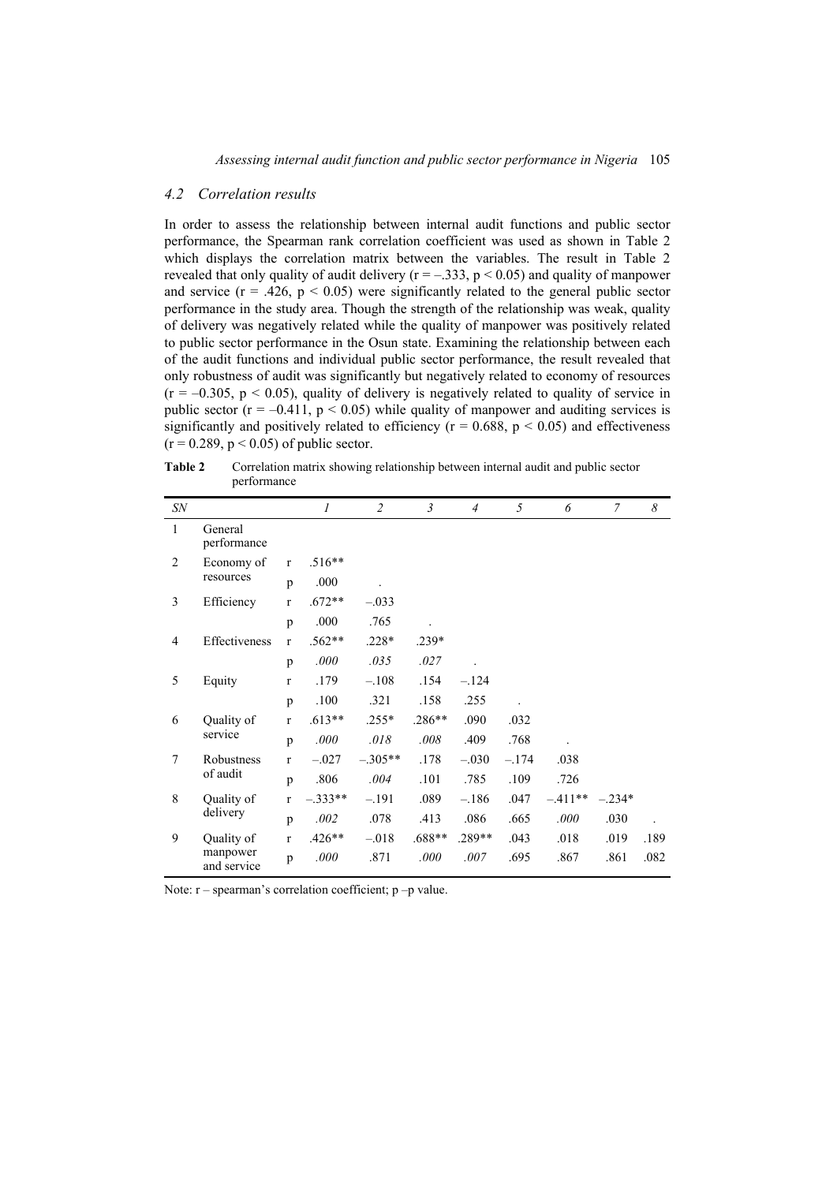### 4.2 Correlation results

In order to assess the relationship between internal audit functions and public sector performance, the Spearman rank correlation coefficient was used as shown in Table 2 which displays the correlation matrix between the variables. The result in Table 2 revealed that only quality of audit delivery ($r = -.333$, $p < 0.05$) and quality of manpower and service ($r = .426$, $p < 0.05$) were significantly related to the general public sector performance in the study area. Though the strength of the relationship was weak, quality of delivery was negatively related while the quality of manpower was positively related to public sector performance in the Osun state. Examining the relationship between each of the audit functions and individual public sector performance, the result revealed that only robustness of audit was significantly but negatively related to economy of resources ($r = -0.305$, $p < 0.05$), quality of delivery is negatively related to quality of service in public sector ($r = -0.411$, $p < 0.05$) while quality of manpower and auditing services is significantly and positively related to efficiency ($r = 0.688$, $p < 0.05$) and effectiveness ($r = 0.289$, $p < 0.05$) of public sector.

**Table 2** Correlation matrix showing relationship between internal audit and public sector performance

| *SN* | | | *1* | *2* | *3* | *4* | *5* | *6* | *7* | *8* |
|---|---|---|---|---|---|---|---|---|---|---|
| 1 | General performance | | | | | | | | | |
| 2 | Economy of resources | r | .516** | | | | | | | |
| | | p | .000 | . | | | | | | |
| 3 | Efficiency | r | .672** | –.033 | | | | | | |
| | | p | .000 | .765 | . | | | | | |
| 4 | Effectiveness | r | .562** | .228* | .239* | | | | | |
| | | p | *.000* | *.035* | *.027* | . | | | | |
| 5 | Equity | r | .179 | –.108 | .154 | –.124 | | | | |
| | | p | .100 | .321 | .158 | .255 | . | | | |
| 6 | Quality of service | r | .613** | .255* | .286** | .090 | .032 | | | |
| | | p | *.000* | *.018* | *.008* | .409 | .768 | . | | |
| 7 | Robustness of audit | r | –.027 | –.305** | .178 | –.030 | –.174 | .038 | | |
| | | p | .806 | *.004* | .101 | .785 | .109 | .726 | | |
| 8 | Quality of delivery | r | –.333** | –.191 | .089 | –.186 | .047 | –.411** | –.234* | |
| | | p | *.002* | .078 | .413 | .086 | .665 | *.000* | .030 | . |
| 9 | Quality of manpower and service | r | .426** | –.018 | .688** | .289** | .043 | .018 | .019 | .189 |
| | | p | *.000* | .871 | *.000* | *.007* | .695 | .867 | .861 | .082 |

Note: r – spearman's correlation coefficient; p –p value.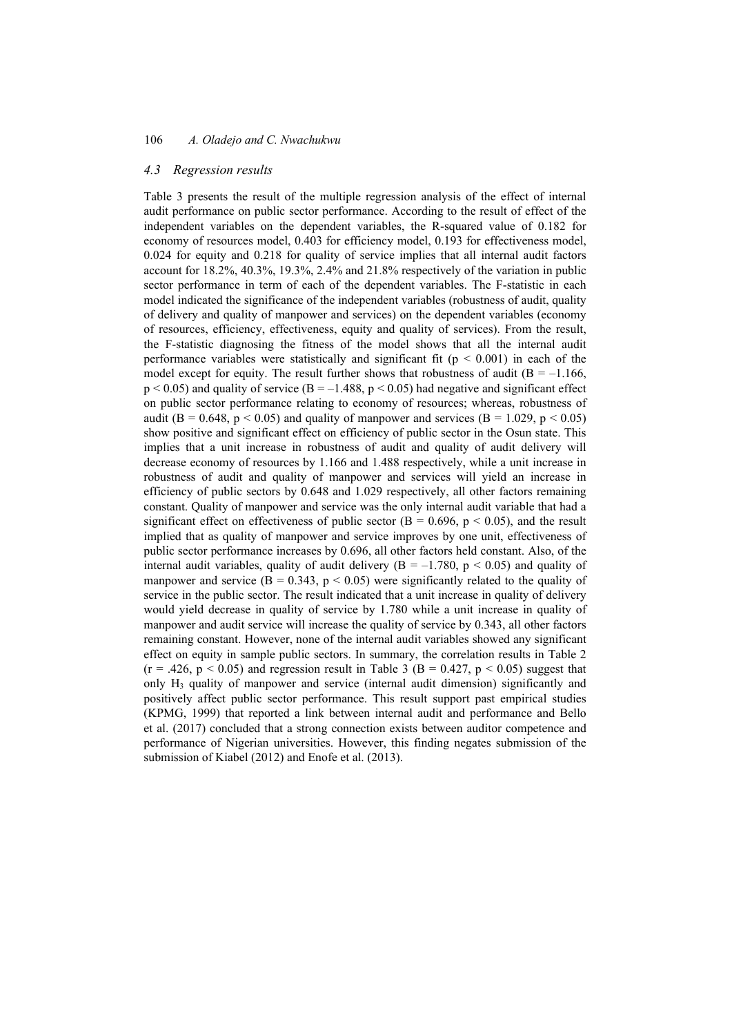### 4.3 Regression results

Table 3 presents the result of the multiple regression analysis of the effect of internal audit performance on public sector performance. According to the result of effect of the independent variables on the dependent variables, the R-squared value of 0.182 for economy of resources model, 0.403 for efficiency model, 0.193 for effectiveness model, 0.024 for equity and 0.218 for quality of service implies that all internal audit factors account for 18.2%, 40.3%, 19.3%, 2.4% and 21.8% respectively of the variation in public sector performance in term of each of the dependent variables. The F-statistic in each model indicated the significance of the independent variables (robustness of audit, quality of delivery and quality of manpower and services) on the dependent variables (economy of resources, efficiency, effectiveness, equity and quality of services). From the result, the F-statistic diagnosing the fitness of the model shows that all the internal audit performance variables were statistically and significant fit ($p < 0.001$) in each of the model except for equity. The result further shows that robustness of audit ($B = –1.166$, $p < 0.05$) and quality of service ($B = –1.488$, $p < 0.05$) had negative and significant effect on public sector performance relating to economy of resources; whereas, robustness of audit ($B = 0.648$, $p < 0.05$) and quality of manpower and services ($B = 1.029$, $p < 0.05$) show positive and significant effect on efficiency of public sector in the Osun state. This implies that a unit increase in robustness of audit and quality of audit delivery will decrease economy of resources by 1.166 and 1.488 respectively, while a unit increase in robustness of audit and quality of manpower and services will yield an increase in efficiency of public sectors by 0.648 and 1.029 respectively, all other factors remaining constant. Quality of manpower and service was the only internal audit variable that had a significant effect on effectiveness of public sector ($B = 0.696$, $p < 0.05$), and the result implied that as quality of manpower and service improves by one unit, effectiveness of public sector performance increases by 0.696, all other factors held constant. Also, of the internal audit variables, quality of audit delivery ($B = –1.780$, $p < 0.05$) and quality of manpower and service ($B = 0.343$, $p < 0.05$) were significantly related to the quality of service in the public sector. The result indicated that a unit increase in quality of delivery would yield decrease in quality of service by 1.780 while a unit increase in quality of manpower and audit service will increase the quality of service by 0.343, all other factors remaining constant. However, none of the internal audit variables showed any significant effect on equity in sample public sectors. In summary, the correlation results in Table 2 ($r = .426$, $p < 0.05$) and regression result in Table 3 ($B = 0.427$, $p < 0.05$) suggest that only $H_3$ quality of manpower and service (internal audit dimension) significantly and positively affect public sector performance. This result support past empirical studies (KPMG, 1999) that reported a link between internal audit and performance and Bello et al. (2017) concluded that a strong connection exists between auditor competence and performance of Nigerian universities. However, this finding negates submission of the submission of Kiabel (2012) and Enofe et al. (2013).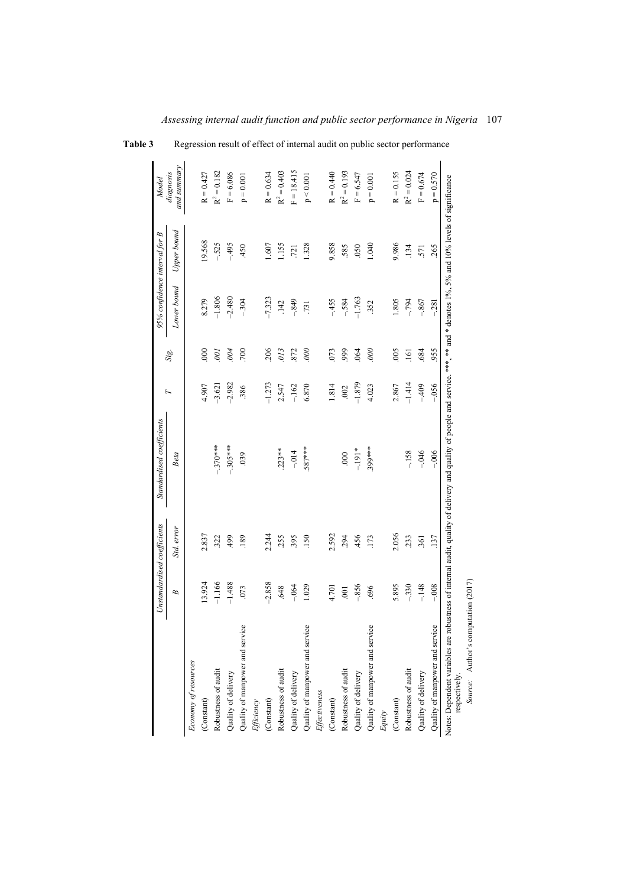**Table 3** Regression result of effect of internal audit on public sector performance

| | Unstandardised coefficients | | Standardised coefficients | T | Sig. | 95% confidence interval for B | | Model diagnosis and summary |
|---|---|---|---|---|---|---|---|---|
| | B | Std. error | Beta | | | Lower bound | Upper bound | |
| *Economy of resources* | | | | | | | | |
| (Constant) | 13.924 | 2.837 | | 4.907 | .000 | 8.279 | 19.568 | R = 0.427 |
| Robustness of audit | –1.166 | .322 | –.370*** | –3.621 | *.001* | –1.806 | –.525 | $R^2 = 0.182$ |
| Quality of delivery | –1.488 | .499 | –.305*** | –2.982 | *.004* | –2.480 | –.495 | F = 6.086 |
| Quality of manpower and service | .073 | .189 | .039 | .386 | .700 | –.304 | .450 | p = 0.001 |
| *Efficiency* | | | | | | | | |
| (Constant) | –2.858 | 2.244 | | –1.273 | .206 | –7.323 | 1.607 | R = 0.634 |
| Robustness of audit | .648 | .255 | .223** | 2.547 | *.013* | .142 | 1.155 | $R^2 = 0.403$ |
| Quality of delivery | –.064 | .395 | –.014 | –.162 | .872 | –.849 | .721 | F = 18.415 |
| Quality of manpower and service | 1.029 | .150 | .587*** | 6.870 | *.000* | .731 | 1.328 | p < 0.001 |
| *Effectiveness* | | | | | | | | |
| (Constant) | 4.701 | 2.592 | | 1.814 | .073 | –.455 | 9.858 | R = 0.440 |
| Robustness of audit | .001 | .294 | .000 | .002 | .999 | –.584 | .585 | $R^2 = 0.193$ |
| Quality of delivery | –.856 | .456 | –.191* | –1.879 | .064 | –1.763 | .050 | F = 6.547 |
| Quality of manpower and service | .696 | .173 | .399*** | 4.023 | *.000* | .352 | 1.040 | p = 0.001 |
| *Equity* | | | | | | | | |
| (Constant) | 5.895 | 2.056 | | 2.867 | .005 | 1.805 | 9.986 | R = 0.155 |
| Robustness of audit | –.330 | .233 | –.158 | –1.414 | .161 | –.794 | .134 | $R^2 = 0.024$ |
| Quality of delivery | –.148 | .361 | –.046 | –.409 | .684 | –.867 | .571 | F = 0.674 |
| Quality of manpower and service | –.008 | .137 | –.006 | –.056 | .955 | –.281 | .265 | p = 0.570 |

Notes: Dependent variables are robustness of internal audit, quality of delivery and quality of people and service. ***, ** and * denotes 1%, 5% and 10% levels of significance respectively.

*Source:* Author's computation (2017)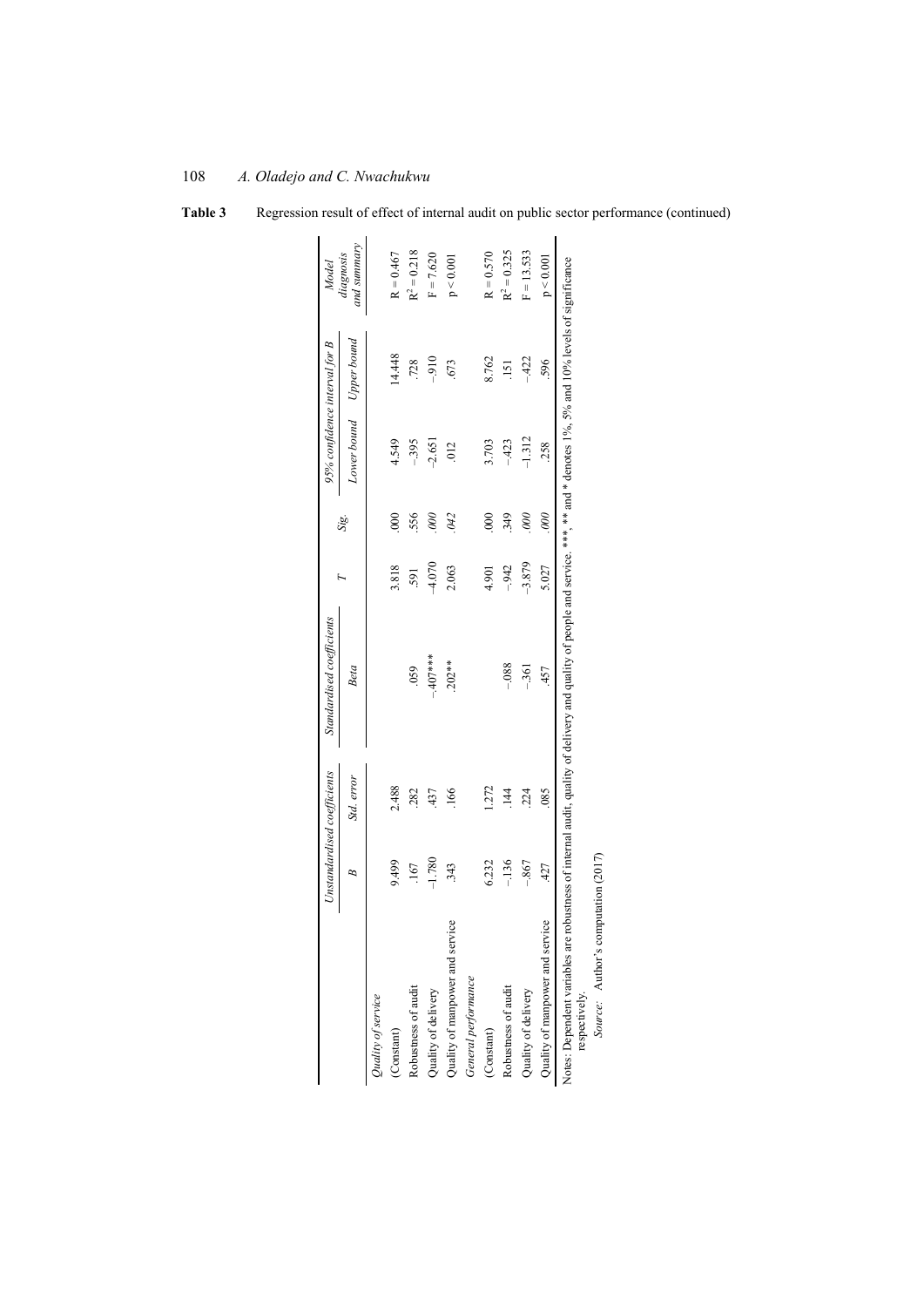**Table 3** Regression result of effect of internal audit on public sector performance (continued)

| | Unstandardised coefficients | | Standardised coefficients | T | Sig. | 95% confidence interval for B | | Model diagnosis and summary |
|---|---|---|---|---|---|---|---|---|
| | B | Std. error | Beta | | | Lower bound | Upper bound | |
| *Quality of service* | | | | | | | | |
| (Constant) | 9.499 | 2.488 | | 3.818 | .000 | 4.549 | 14.448 | R = 0.467 |
| Robustness of audit | .167 | .282 | .059 | .591 | .556 | –.395 | .728 | $R^2 = 0.218$ |
| Quality of delivery | –1.780 | .437 | –.407*** | –4.070 | *.000* | –2.651 | –.910 | F = 7.620 |
| Quality of manpower and service | .343 | .166 | .202** | 2.063 | *.042* | .012 | .673 | $p < 0.001$ |
| *General performance* | | | | | | | | |
| (Constant) | 6.232 | 1.272 | | 4.901 | .000 | 3.703 | 8.762 | R = 0.570 |
| Robustness of audit | –.136 | .144 | –.088 | –.942 | .349 | –.423 | .151 | $R^2 = 0.325$ |
| Quality of delivery | –.867 | .224 | –.361 | –3.879 | *.000* | –1.312 | –.422 | F = 13.533 |
| Quality of manpower and service | .427 | .085 | .457 | 5.027 | *.000* | .258 | .596 | $p < 0.001$ |

Notes: Dependent variables are robustness of internal audit, quality of delivery and quality of people and service. ***, ** and * denotes 1%, 5% and 10% levels of significance respectively.

*Source:* Author's computation (2017)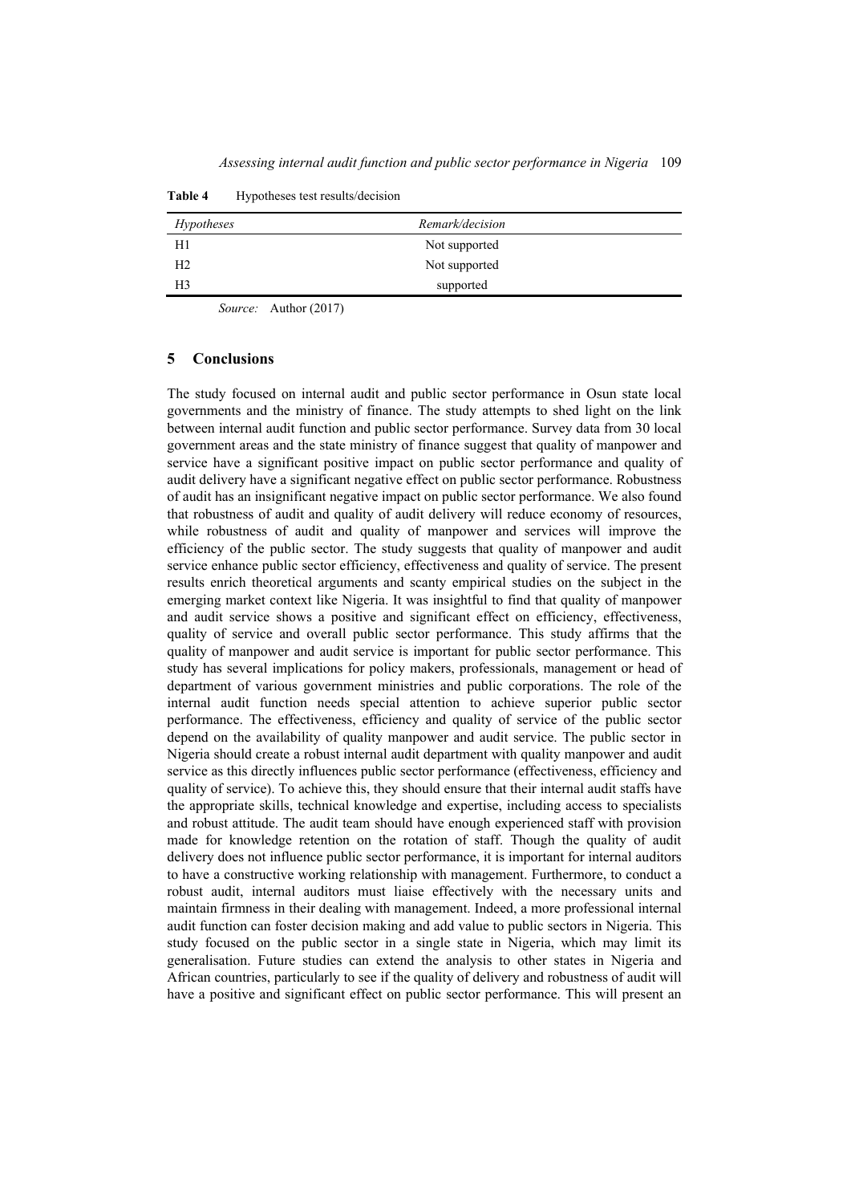**Table 4** Hypotheses test results/decision

| *Hypotheses* | *Remark/decision* |
|---|---|
| H1 | Not supported |
| H2 | Not supported |
| H3 | supported |

*Source:* Author (2017)

## 5 Conclusions

The study focused on internal audit and public sector performance in Osun state local governments and the ministry of finance. The study attempts to shed light on the link between internal audit function and public sector performance. Survey data from 30 local government areas and the state ministry of finance suggest that quality of manpower and service have a significant positive impact on public sector performance and quality of audit delivery have a significant negative effect on public sector performance. Robustness of audit has an insignificant negative impact on public sector performance. We also found that robustness of audit and quality of audit delivery will reduce economy of resources, while robustness of audit and quality of manpower and services will improve the efficiency of the public sector. The study suggests that quality of manpower and audit service enhance public sector efficiency, effectiveness and quality of service. The present results enrich theoretical arguments and scanty empirical studies on the subject in the emerging market context like Nigeria. It was insightful to find that quality of manpower and audit service shows a positive and significant effect on efficiency, effectiveness, quality of service and overall public sector performance. This study affirms that the quality of manpower and audit service is important for public sector performance. This study has several implications for policy makers, professionals, management or head of department of various government ministries and public corporations. The role of the internal audit function needs special attention to achieve superior public sector performance. The effectiveness, efficiency and quality of service of the public sector depend on the availability of quality manpower and audit service. The public sector in Nigeria should create a robust internal audit department with quality manpower and audit service as this directly influences public sector performance (effectiveness, efficiency and quality of service). To achieve this, they should ensure that their internal audit staffs have the appropriate skills, technical knowledge and expertise, including access to specialists and robust attitude. The audit team should have enough experienced staff with provision made for knowledge retention on the rotation of staff. Though the quality of audit delivery does not influence public sector performance, it is important for internal auditors to have a constructive working relationship with management. Furthermore, to conduct a robust audit, internal auditors must liaise effectively with the necessary units and maintain firmness in their dealing with management. Indeed, a more professional internal audit function can foster decision making and add value to public sectors in Nigeria. This study focused on the public sector in a single state in Nigeria, which may limit its generalisation. Future studies can extend the analysis to other states in Nigeria and African countries, particularly to see if the quality of delivery and robustness of audit will have a positive and significant effect on public sector performance. This will present an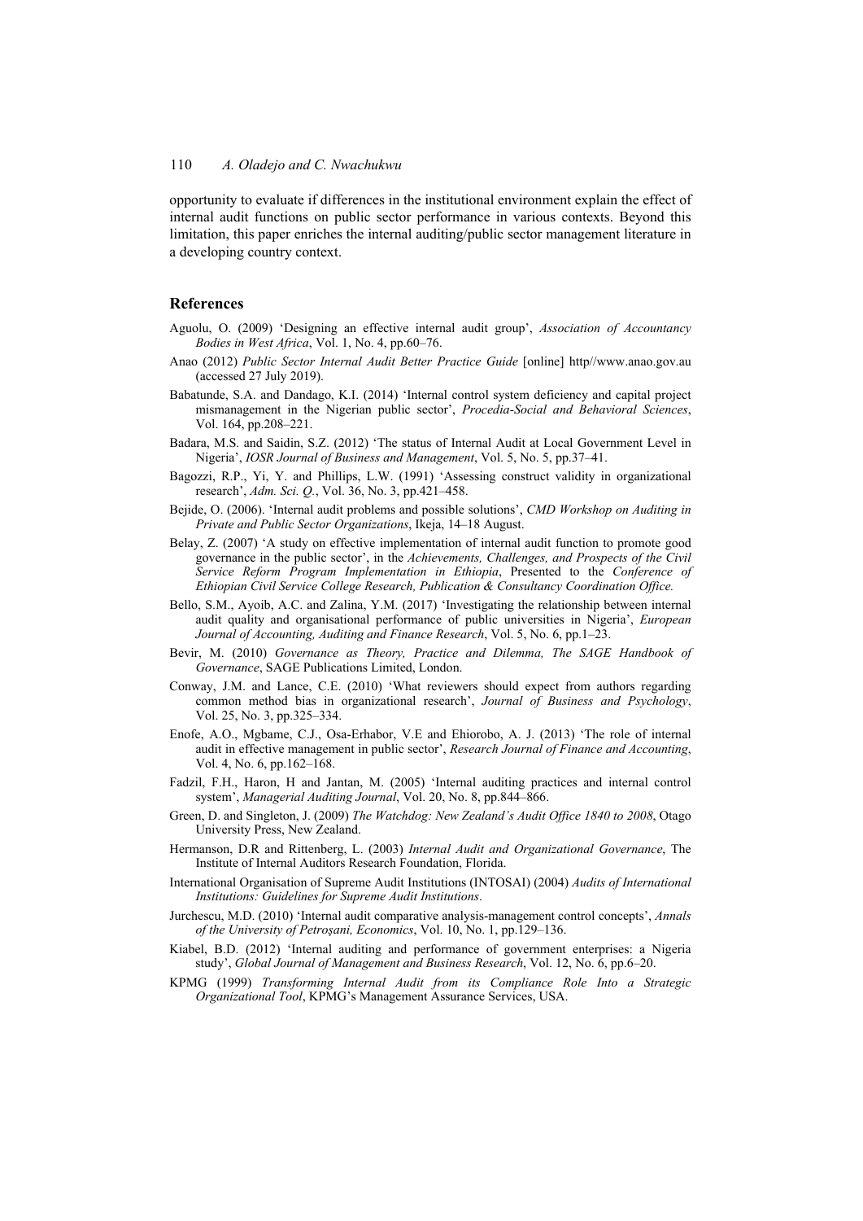opportunity to evaluate if differences in the institutional environment explain the effect of internal audit functions on public sector performance in various contexts. Beyond this limitation, this paper enriches the internal auditing/public sector management literature in a developing country context.

## References

Aguolu, O. (2009) 'Designing an effective internal audit group', *Association of Accountancy Bodies in West Africa*, Vol. 1, No. 4, pp.60–76.

Anao (2012) *Public Sector Internal Audit Better Practice Guide* [online] http//www.anao.gov.au (accessed 27 July 2019).

Babatunde, S.A. and Dandago, K.I. (2014) 'Internal control system deficiency and capital project mismanagement in the Nigerian public sector', *Procedia-Social and Behavioral Sciences*, Vol. 164, pp.208–221.

Badara, M.S. and Saidin, S.Z. (2012) 'The status of Internal Audit at Local Government Level in Nigeria', *IOSR Journal of Business and Management*, Vol. 5, No. 5, pp.37–41.

Bagozzi, R.P., Yi, Y. and Phillips, L.W. (1991) 'Assessing construct validity in organizational research', *Adm. Sci. Q.*, Vol. 36, No. 3, pp.421–458.

Bejide, O. (2006). 'Internal audit problems and possible solutions', *CMD Workshop on Auditing in Private and Public Sector Organizations*, Ikeja, 14–18 August.

Belay, Z. (2007) 'A study on effective implementation of internal audit function to promote good governance in the public sector', in the *Achievements, Challenges, and Prospects of the Civil Service Reform Program Implementation in Ethiopia*, Presented to the *Conference of Ethiopian Civil Service College Research, Publication & Consultancy Coordination Office.*

Bello, S.M., Ayoib, A.C. and Zalina, Y.M. (2017) 'Investigating the relationship between internal audit quality and organisational performance of public universities in Nigeria', *European Journal of Accounting, Auditing and Finance Research*, Vol. 5, No. 6, pp.1–23.

Bevir, M. (2010) *Governance as Theory, Practice and Dilemma, The SAGE Handbook of Governance*, SAGE Publications Limited, London.

Conway, J.M. and Lance, C.E. (2010) 'What reviewers should expect from authors regarding common method bias in organizational research', *Journal of Business and Psychology*, Vol. 25, No. 3, pp.325–334.

Enofe, A.O., Mgbame, C.J., Osa-Erhabor, V.E and Ehiorobo, A. J. (2013) 'The role of internal audit in effective management in public sector', *Research Journal of Finance and Accounting*, Vol. 4, No. 6, pp.162–168.

Fadzil, F.H., Haron, H and Jantan, M. (2005) 'Internal auditing practices and internal control system', *Managerial Auditing Journal*, Vol. 20, No. 8, pp.844–866.

Green, D. and Singleton, J. (2009) *The Watchdog: New Zealand's Audit Office 1840 to 2008*, Otago University Press, New Zealand.

Hermanson, D.R and Rittenberg, L. (2003) *Internal Audit and Organizational Governance*, The Institute of Internal Auditors Research Foundation, Florida.

International Organisation of Supreme Audit Institutions (INTOSAI) (2004) *Audits of International Institutions: Guidelines for Supreme Audit Institutions*.

Jurchescu, M.D. (2010) 'Internal audit comparative analysis-management control concepts', *Annals of the University of Petroşani, Economics*, Vol. 10, No. 1, pp.129–136.

Kiabel, B.D. (2012) 'Internal auditing and performance of government enterprises: a Nigeria study', *Global Journal of Management and Business Research*, Vol. 12, No. 6, pp.6–20.

KPMG (1999) *Transforming Internal Audit from its Compliance Role Into a Strategic Organizational Tool*, KPMG's Management Assurance Services, USA.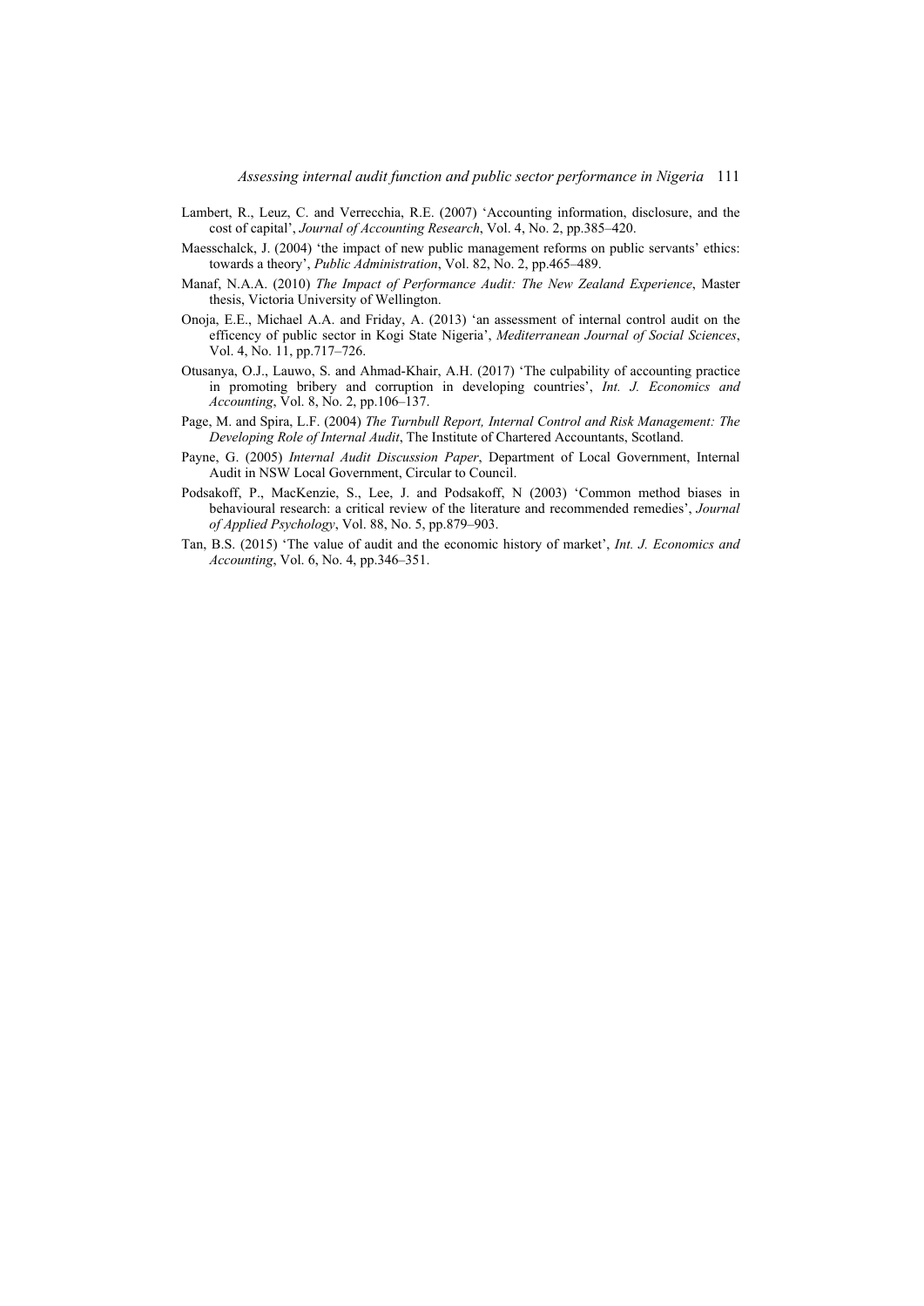Lambert, R., Leuz, C. and Verrecchia, R.E. (2007) 'Accounting information, disclosure, and the cost of capital', *Journal of Accounting Research*, Vol. 4, No. 2, pp.385–420.

Maesschalck, J. (2004) 'the impact of new public management reforms on public servants' ethics: towards a theory', *Public Administration*, Vol. 82, No. 2, pp.465–489.

Manaf, N.A.A. (2010) *The Impact of Performance Audit: The New Zealand Experience*, Master thesis, Victoria University of Wellington.

Onoja, E.E., Michael A.A. and Friday, A. (2013) 'an assessment of internal control audit on the efficency of public sector in Kogi State Nigeria', *Mediterranean Journal of Social Sciences*, Vol. 4, No. 11, pp.717–726.

Otusanya, O.J., Lauwo, S. and Ahmad-Khair, A.H. (2017) 'The culpability of accounting practice in promoting bribery and corruption in developing countries', *Int. J. Economics and Accounting*, Vol. 8, No. 2, pp.106–137.

Page, M. and Spira, L.F. (2004) *The Turnbull Report, Internal Control and Risk Management: The Developing Role of Internal Audit*, The Institute of Chartered Accountants, Scotland.

Payne, G. (2005) *Internal Audit Discussion Paper*, Department of Local Government, Internal Audit in NSW Local Government, Circular to Council.

Podsakoff, P., MacKenzie, S., Lee, J. and Podsakoff, N (2003) 'Common method biases in behavioural research: a critical review of the literature and recommended remedies', *Journal of Applied Psychology*, Vol. 88, No. 5, pp.879–903.

Tan, B.S. (2015) 'The value of audit and the economic history of market', *Int. J. Economics and Accounting*, Vol. 6, No. 4, pp.346–351.